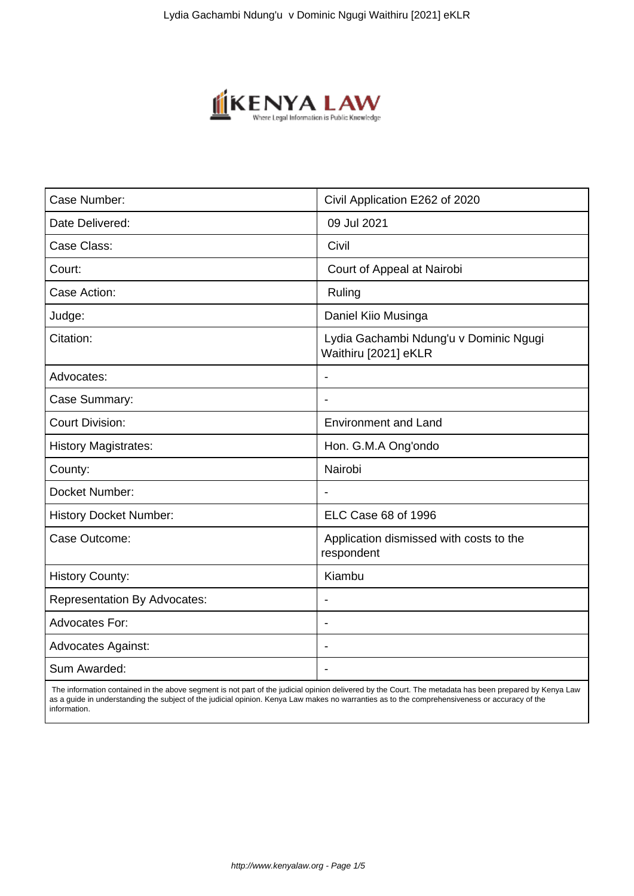| Case Number: | Civil Application E262 of 2020 |
| --- | --- |
| Date Delivered: | 09 Jul 2021 |
| Case Class: | Civil |
| Court: | Court of Appeal at Nairobi |
| Case Action: | Ruling |
| Judge: | Daniel Kiio Musinga |
| Citation: | Lydia Gachambi Ndung'u v Dominic Ngugi Waithiru [2021] eKLR |
| Advocates: | - |
| Case Summary: | - |
| Court Division: | Environment and Land |
| History Magistrates: | Hon. G.M.A Ong'ondo |
| County: | Nairobi |
| Docket Number: | - |
| History Docket Number: | ELC Case 68 of 1996 |
| Case Outcome: | Application dismissed with costs to the respondent |
| History County: | Kiambu |
| Representation By Advocates: | - |
| Advocates For: | - |
| Advocates Against: | - |
| Sum Awarded: | - |

The information contained in the above segment is not part of the judicial opinion delivered by the Court. The metadata has been prepared by Kenya Law as a guide in understanding the subject of the judicial opinion. Kenya Law makes no warranties as to the comprehensiveness or accuracy of the information.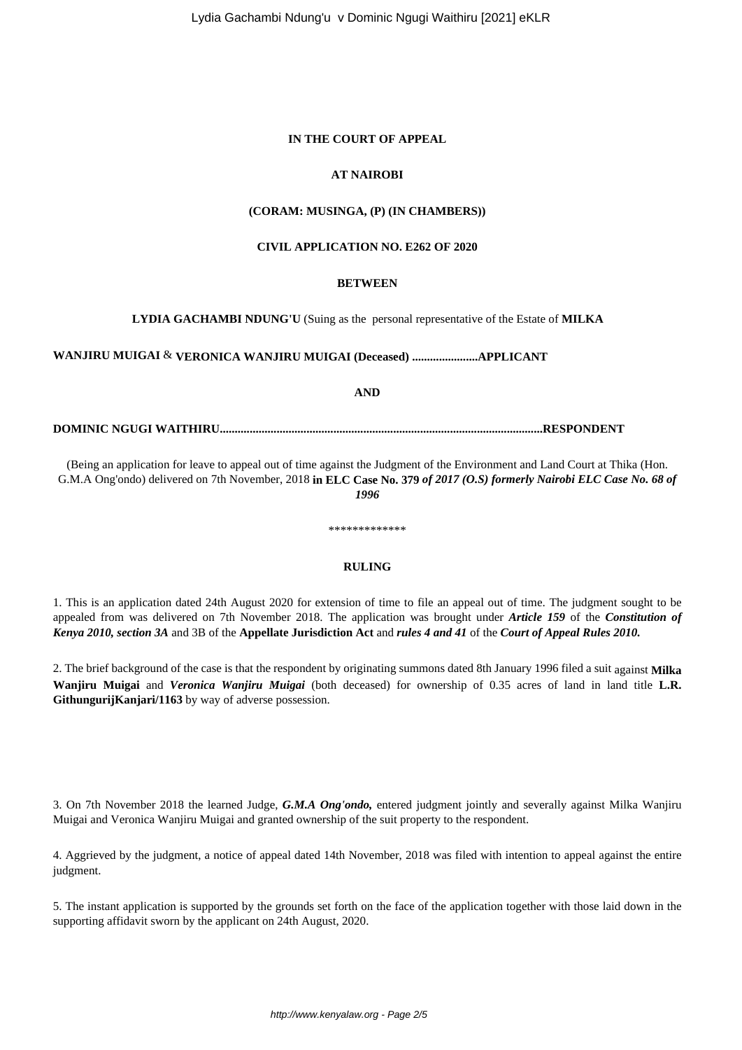**IN THE COURT OF APPEAL**

**AT NAIROBI**

**(CORAM: MUSINGA, (P) (IN CHAMBERS))**

**CIVIL APPLICATION NO. E262 OF 2020**

**BETWEEN**

**LYDIA GACHAMBI NDUNG'U** (Suing as the personal representative of the Estate of **MILKA WANJIRU MUIGAI** & **VERONICA WANJIRU MUIGAI (Deceased) ......................APPLICANT**

**AND**

**DOMINIC NGUGI WAITHIRU...........................................................................................................RESPONDENT**

(Being an application for leave to appeal out of time against the Judgment of the Environment and Land Court at Thika (Hon. G.M.A Ong'ondo) delivered on 7th November, 2018 **in ELC Case No. 379** ***of 2017 (O.S) formerly Nairobi ELC Case No. 68 of 1996***

\*\*\*\*\*\*\*\*\*\*\*\*\*

**RULING**

1. This is an application dated 24th August 2020 for extension of time to file an appeal out of time. The judgment sought to be appealed from was delivered on 7th November 2018. The application was brought under ***Article 159*** of the ***Constitution of Kenya 2010, section 3A*** and 3B of the **Appellate Jurisdiction Act** and ***rules 4 and 41*** of the ***Court of Appeal Rules 2010.***

2. The brief background of the case is that the respondent by originating summons dated 8th January 1996 filed a suit against **Milka Wanjiru Muigai** and ***Veronica Wanjiru Muigai*** (both deceased) for ownership of 0.35 acres of land in land title **L.R. GithungurijKanjari/1163** by way of adverse possession.

3. On 7th November 2018 the learned Judge, ***G.M.A Ong'ondo,*** entered judgment jointly and severally against Milka Wanjiru Muigai and Veronica Wanjiru Muigai and granted ownership of the suit property to the respondent.

4. Aggrieved by the judgment, a notice of appeal dated 14th November, 2018 was filed with intention to appeal against the entire judgment.

5. The instant application is supported by the grounds set forth on the face of the application together with those laid down in the supporting affidavit sworn by the applicant on 24th August, 2020.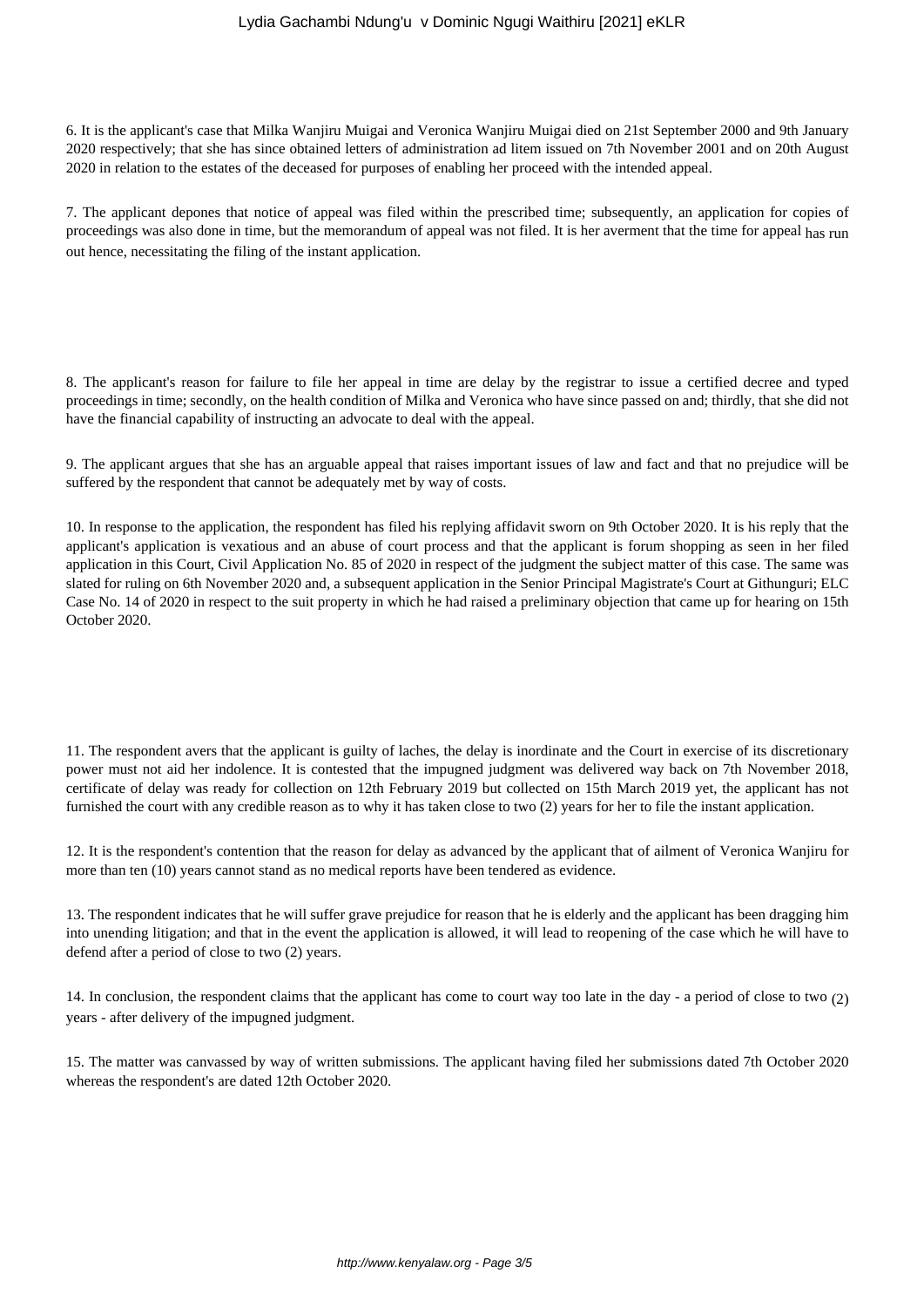6. It is the applicant's case that Milka Wanjiru Muigai and Veronica Wanjiru Muigai died on 21st September 2000 and 9th January 2020 respectively; that she has since obtained letters of administration ad litem issued on 7th November 2001 and on 20th August 2020 in relation to the estates of the deceased for purposes of enabling her proceed with the intended appeal.

7. The applicant depones that notice of appeal was filed within the prescribed time; subsequently, an application for copies of proceedings was also done in time, but the memorandum of appeal was not filed. It is her averment that the time for appeal has run out hence, necessitating the filing of the instant application.

8. The applicant's reason for failure to file her appeal in time are delay by the registrar to issue a certified decree and typed proceedings in time; secondly, on the health condition of Milka and Veronica who have since passed on and; thirdly, that she did not have the financial capability of instructing an advocate to deal with the appeal.

9. The applicant argues that she has an arguable appeal that raises important issues of law and fact and that no prejudice will be suffered by the respondent that cannot be adequately met by way of costs.

10. In response to the application, the respondent has filed his replying affidavit sworn on 9th October 2020. It is his reply that the applicant's application is vexatious and an abuse of court process and that the applicant is forum shopping as seen in her filed application in this Court, Civil Application No. 85 of 2020 in respect of the judgment the subject matter of this case. The same was slated for ruling on 6th November 2020 and, a subsequent application in the Senior Principal Magistrate's Court at Githunguri; ELC Case No. 14 of 2020 in respect to the suit property in which he had raised a preliminary objection that came up for hearing on 15th October 2020.

11. The respondent avers that the applicant is guilty of laches, the delay is inordinate and the Court in exercise of its discretionary power must not aid her indolence. It is contested that the impugned judgment was delivered way back on 7th November 2018, certificate of delay was ready for collection on 12th February 2019 but collected on 15th March 2019 yet, the applicant has not furnished the court with any credible reason as to why it has taken close to two (2) years for her to file the instant application.

12. It is the respondent's contention that the reason for delay as advanced by the applicant that of ailment of Veronica Wanjiru for more than ten (10) years cannot stand as no medical reports have been tendered as evidence.

13. The respondent indicates that he will suffer grave prejudice for reason that he is elderly and the applicant has been dragging him into unending litigation; and that in the event the application is allowed, it will lead to reopening of the case which he will have to defend after a period of close to two (2) years.

14. In conclusion, the respondent claims that the applicant has come to court way too late in the day - a period of close to two (2) years - after delivery of the impugned judgment.

15. The matter was canvassed by way of written submissions. The applicant having filed her submissions dated 7th October 2020 whereas the respondent's are dated 12th October 2020.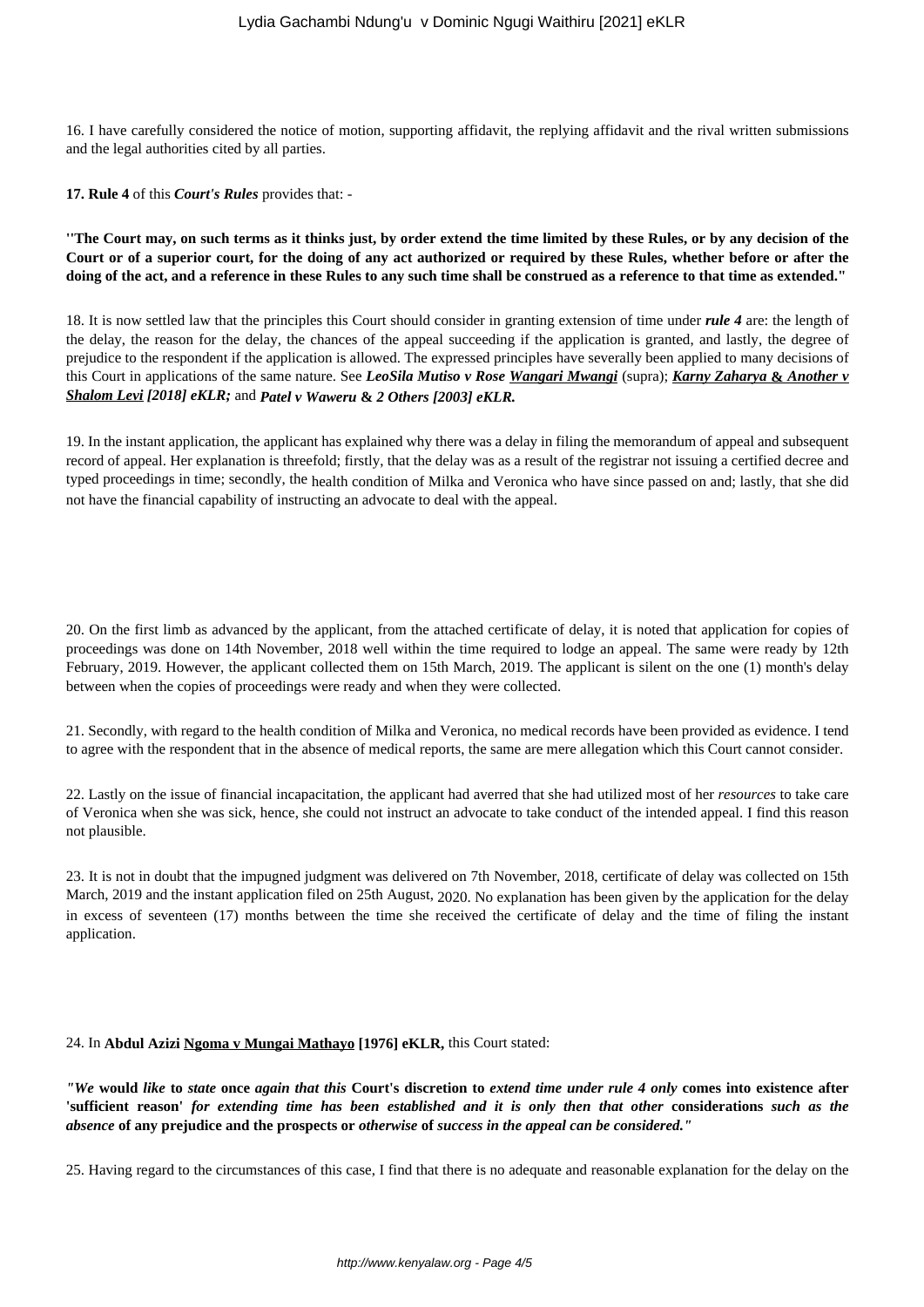16. I have carefully considered the notice of motion, supporting affidavit, the replying affidavit and the rival written submissions and the legal authorities cited by all parties.

**17. Rule 4** of this ***Court's Rules*** provides that: -

**''The Court may, on such terms as it thinks just, by order extend the time limited by these Rules, or by any decision of the Court or of a superior court, for the doing of any act authorized or required by these Rules, whether before or after the doing of the act, and a reference in these Rules to any such time shall be construed as a reference to that time as extended."**

18. It is now settled law that the principles this Court should consider in granting extension of time under ***rule 4*** are: the length of the delay, the reason for the delay, the chances of the appeal succeeding if the application is granted, and lastly, the degree of prejudice to the respondent if the application is allowed. The expressed principles have severally been applied to many decisions of this Court in applications of the same nature. See ***LeoSila Mutiso v Rose Wangari Mwangi*** (supra); ***Karny Zaharya & Another v Shalom Levi [2018] eKLR;*** and ***Patel v Waweru & 2 Others [2003] eKLR.***

19. In the instant application, the applicant has explained why there was a delay in filing the memorandum of appeal and subsequent record of appeal. Her explanation is threefold; firstly, that the delay was as a result of the registrar not issuing a certified decree and typed proceedings in time; secondly, the health condition of Milka and Veronica who have since passed on and; lastly, that she did not have the financial capability of instructing an advocate to deal with the appeal.

20. On the first limb as advanced by the applicant, from the attached certificate of delay, it is noted that application for copies of proceedings was done on 14th November, 2018 well within the time required to lodge an appeal. The same were ready by 12th February, 2019. However, the applicant collected them on 15th March, 2019. The applicant is silent on the one (1) month's delay between when the copies of proceedings were ready and when they were collected.

21. Secondly, with regard to the health condition of Milka and Veronica, no medical records have been provided as evidence. I tend to agree with the respondent that in the absence of medical reports, the same are mere allegation which this Court cannot consider.

22. Lastly on the issue of financial incapacitation, the applicant had averred that she had utilized most of her *resources* to take care of Veronica when she was sick, hence, she could not instruct an advocate to take conduct of the intended appeal. I find this reason not plausible.

23. It is not in doubt that the impugned judgment was delivered on 7th November, 2018, certificate of delay was collected on 15th March, 2019 and the instant application filed on 25th August, 2020. No explanation has been given by the application for the delay in excess of seventeen (17) months between the time she received the certificate of delay and the time of filing the instant application.

24. In **Abdul Azizi Ngoma v Mungai Mathayo [1976] eKLR,** this Court stated:

***"We*** **would** ***like*** **to** ***state*** **once** ***again that this*** **Court's discretion to** ***extend time under rule 4 only*** **comes into existence after 'sufficient reason'** ***for extending time has been established and it is only then that other*** **considerations** ***such as the absence*** **of any prejudice and the prospects or** ***otherwise*** **of** ***success in the appeal can be considered."***

25. Having regard to the circumstances of this case, I find that there is no adequate and reasonable explanation for the delay on the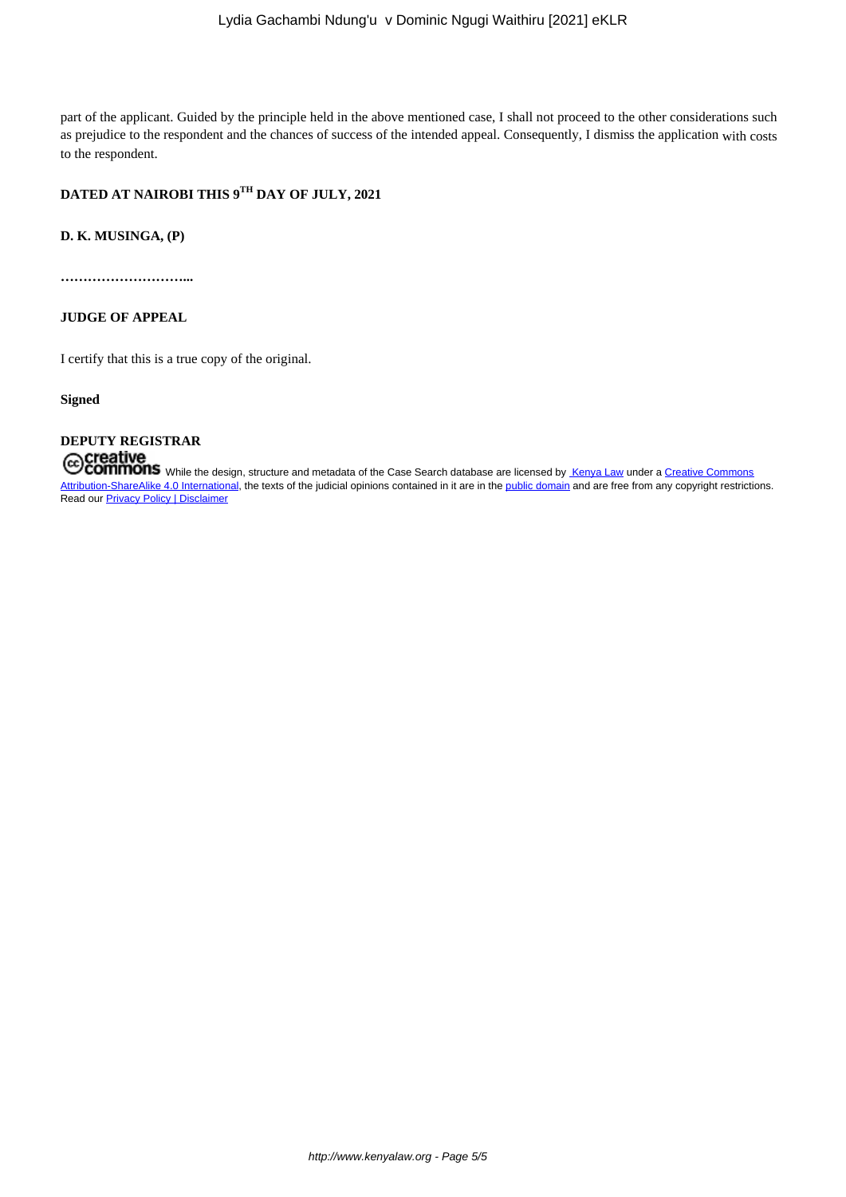part of the applicant. Guided by the principle held in the above mentioned case, I shall not proceed to the other considerations such as prejudice to the respondent and the chances of success of the intended appeal. Consequently, I dismiss the application with costs to the respondent.

**DATED AT NAIROBI THIS 9TH DAY OF JULY, 2021**

**D. K. MUSINGA, (P)**

**…………………………....**

**JUDGE OF APPEAL**

I certify that this is a true copy of the original.

**Signed**

**DEPUTY REGISTRAR**

While the design, structure and metadata of the Case Search database are licensed by Kenya Law under a Creative Commons Attribution-ShareAlike 4.0 International, the texts of the judicial opinions contained in it are in the public domain and are free from any copyright restrictions. Read our Privacy Policy | Disclaimer